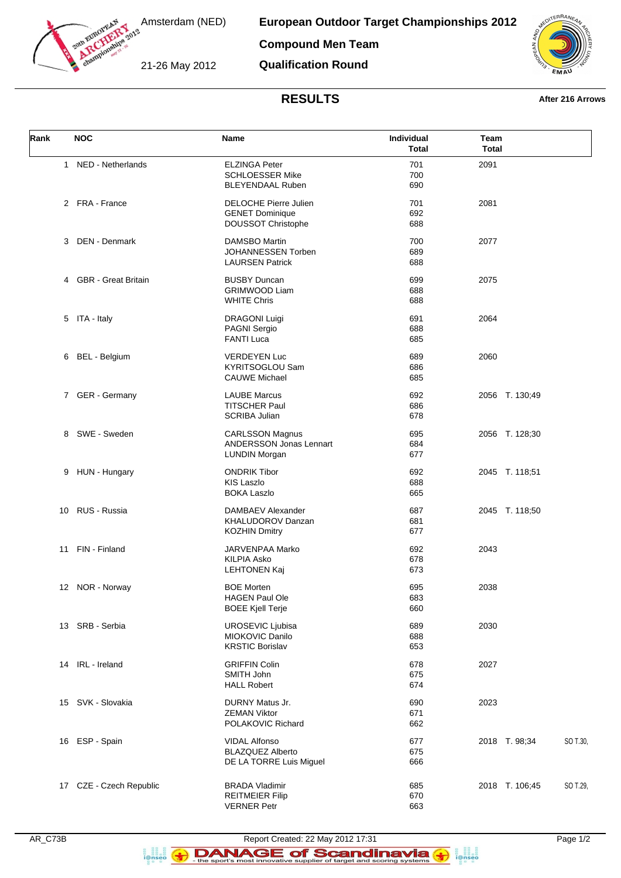Amsterdam (NED)

21-26 May 2012

# European Outdoor Target Championships 2012

## Compound Men Team

## Qualification Round

## RESULTS

**After 216 Arrows**

| Rank | NOC | Name | Individual Total | Team Total | | |
|---|---|---|---|---|---|---|
| 1 | NED - Netherlands | ELZINGA Peter<br>SCHLOESSER Mike<br>BLEYENDAAL Ruben | 701<br>700<br>690 | 2091 | | |
| 2 | FRA - France | DELOCHE Pierre Julien<br>GENET Dominique<br>DOUSSOT Christophe | 701<br>692<br>688 | 2081 | | |
| 3 | DEN - Denmark | DAMSBO Martin<br>JOHANNESSEN Torben<br>LAURSEN Patrick | 700<br>689<br>688 | 2077 | | |
| 4 | GBR - Great Britain | BUSBY Duncan<br>GRIMWOOD Liam<br>WHITE Chris | 699<br>688<br>688 | 2075 | | |
| 5 | ITA - Italy | DRAGONI Luigi<br>PAGNI Sergio<br>FANTI Luca | 691<br>688<br>685 | 2064 | | |
| 6 | BEL - Belgium | VERDEYEN Luc<br>KYRITSOGLOU Sam<br>CAUWE Michael | 689<br>686<br>685 | 2060 | | |
| 7 | GER - Germany | LAUBE Marcus<br>TITSCHER Paul<br>SCRIBA Julian | 692<br>686<br>678 | 2056 | T. 130;49 | |
| 8 | SWE - Sweden | CARLSSON Magnus<br>ANDERSSON Jonas Lennart<br>LUNDIN Morgan | 695<br>684<br>677 | 2056 | T. 128;30 | |
| 9 | HUN - Hungary | ONDRIK Tibor<br>KIS Laszlo<br>BOKA Laszlo | 692<br>688<br>665 | 2045 | T. 118;51 | |
| 10 | RUS - Russia | DAMBAEV Alexander<br>KHALUDOROV Danzan<br>KOZHIN Dmitry | 687<br>681<br>677 | 2045 | T. 118;50 | |
| 11 | FIN - Finland | JARVENPAA Marko<br>KILPIA Asko<br>LEHTONEN Kaj | 692<br>678<br>673 | 2043 | | |
| 12 | NOR - Norway | BOE Morten<br>HAGEN Paul Ole<br>BOEE Kjell Terje | 695<br>683<br>660 | 2038 | | |
| 13 | SRB - Serbia | UROSEVIC Ljubisa<br>MIOKOVIC Danilo<br>KRSTIC Borislav | 689<br>688<br>653 | 2030 | | |
| 14 | IRL - Ireland | GRIFFIN Colin<br>SMITH John<br>HALL Robert | 678<br>675<br>674 | 2027 | | |
| 15 | SVK - Slovakia | DURNY Matus Jr.<br>ZEMAN Viktor<br>POLAKOVIC Richard | 690<br>671<br>662 | 2023 | | |
| 16 | ESP - Spain | VIDAL Alfonso<br>BLAZQUEZ Alberto<br>DE LA TORRE Luis Miguel | 677<br>675<br>666 | 2018 | T. 98;34 | SO T.30, |
| 17 | CZE - Czech Republic | BRADA Vladimir<br>REITMEIER Filip<br>VERNER Petr | 685<br>670<br>663 | 2018 | T. 106;45 | SO T.29, |

AR_C73B Report Created: 22 May 2012 17:31

DANAGE of Scandinavia - the sport's most innovative supplier of target and scoring systems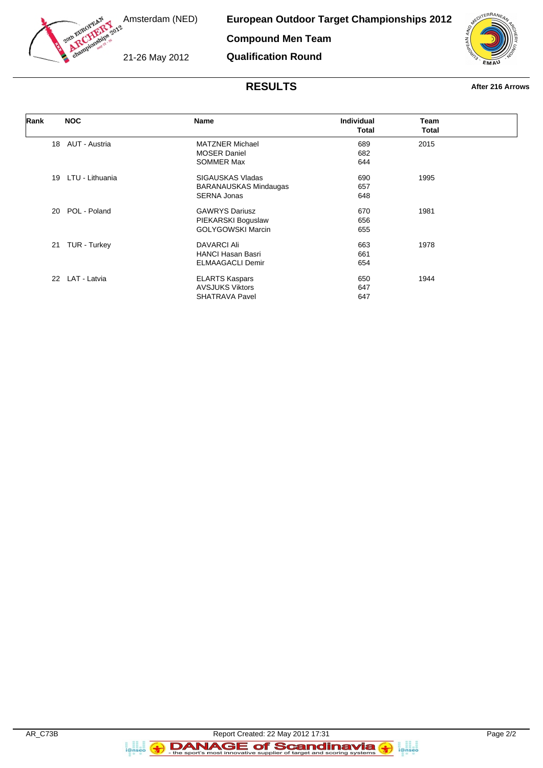# RESULTS

After 216 Arrows

| Rank | NOC | Name | Individual Total | Team Total |
|---|---|---|---|---|
| 18 | AUT - Austria | MATZNER Michael | 689 | 2015 |
| | | MOSER Daniel | 682 | |
| | | SOMMER Max | 644 | |
| 19 | LTU - Lithuania | SIGAUSKAS Vladas | 690 | 1995 |
| | | BARANAUSKAS Mindaugas | 657 | |
| | | SERNA Jonas | 648 | |
| 20 | POL - Poland | GAWRYS Dariusz | 670 | 1981 |
| | | PIEKARSKI Boguslaw | 656 | |
| | | GOLYGOWSKI Marcin | 655 | |
| 21 | TUR - Turkey | DAVARCI Ali | 663 | 1978 |
| | | HANCI Hasan Basri | 661 | |
| | | ELMAAGACLI Demir | 654 | |
| 22 | LAT - Latvia | ELARTS Kaspars | 650 | 1944 |
| | | AVSJUKS Viktors | 647 | |
| | | SHATRAVA Pavel | 647 | |

AR_C73B

Report Created: 22 May 2012 17:31